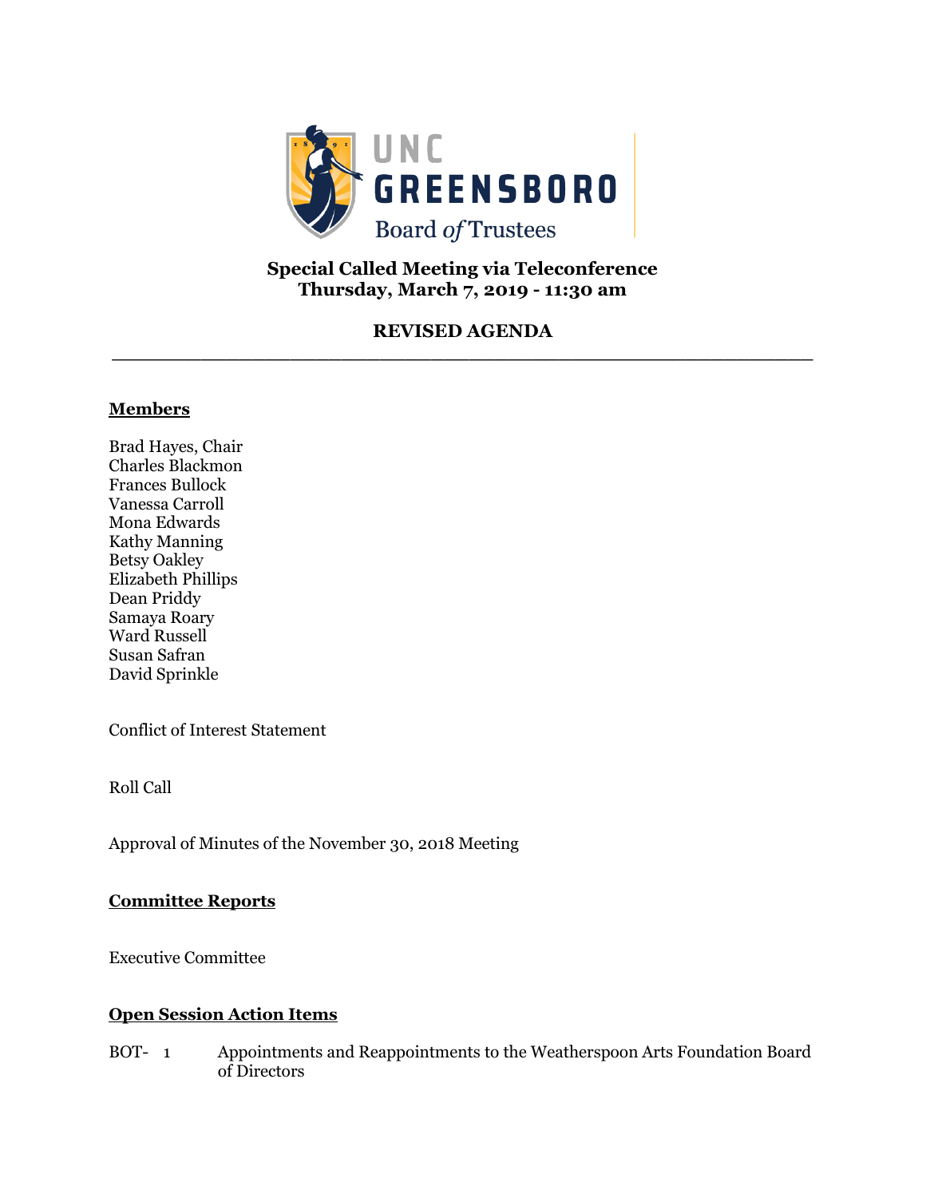UNC GREENSBORO
Board of Trustees

**Special Called Meeting via Teleconference**
**Thursday, March 7, 2019 - 11:30 am**

**REVISED AGENDA**

---

**Members**

Brad Hayes, Chair
Charles Blackmon
Frances Bullock
Vanessa Carroll
Mona Edwards
Kathy Manning
Betsy Oakley
Elizabeth Phillips
Dean Priddy
Samaya Roary
Ward Russell
Susan Safran
David Sprinkle

Conflict of Interest Statement

Roll Call

Approval of Minutes of the November 30, 2018 Meeting

**Committee Reports**

Executive Committee

**Open Session Action Items**

BOT- 1 Appointments and Reappointments to the Weatherspoon Arts Foundation Board of Directors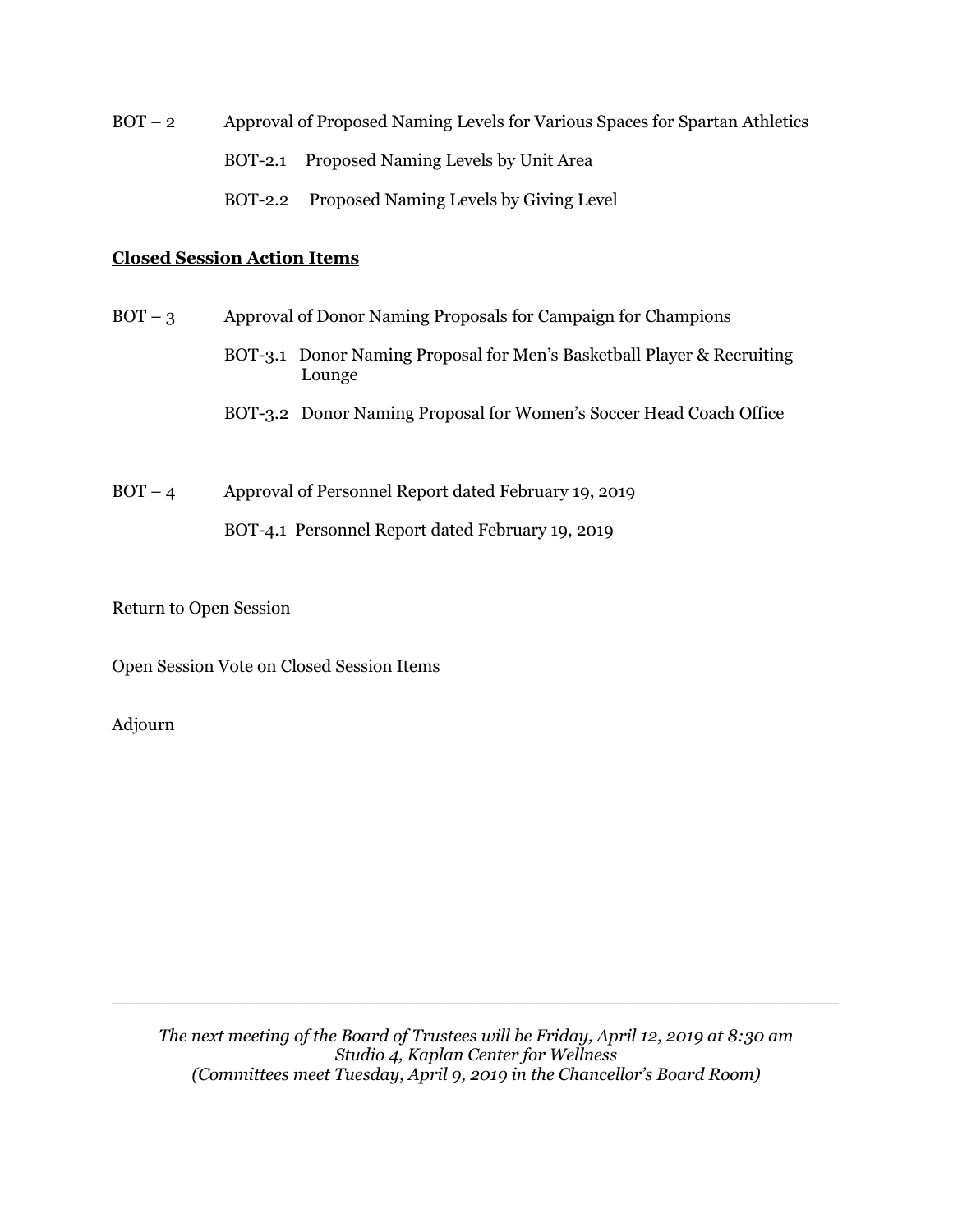BOT – 2 Approval of Proposed Naming Levels for Various Spaces for Spartan Athletics

- BOT-2.1 Proposed Naming Levels by Unit Area
- BOT-2.2 Proposed Naming Levels by Giving Level

**Closed Session Action Items**

BOT – 3 Approval of Donor Naming Proposals for Campaign for Champions

- BOT-3.1 Donor Naming Proposal for Men's Basketball Player & Recruiting Lounge
- BOT-3.2 Donor Naming Proposal for Women's Soccer Head Coach Office

BOT – 4 Approval of Personnel Report dated February 19, 2019

- BOT-4.1 Personnel Report dated February 19, 2019

Return to Open Session

Open Session Vote on Closed Session Items

Adjourn

---

*The next meeting of the Board of Trustees will be Friday, April 12, 2019 at 8:30 am*
*Studio 4, Kaplan Center for Wellness*
*(Committees meet Tuesday, April 9, 2019 in the Chancellor's Board Room)*